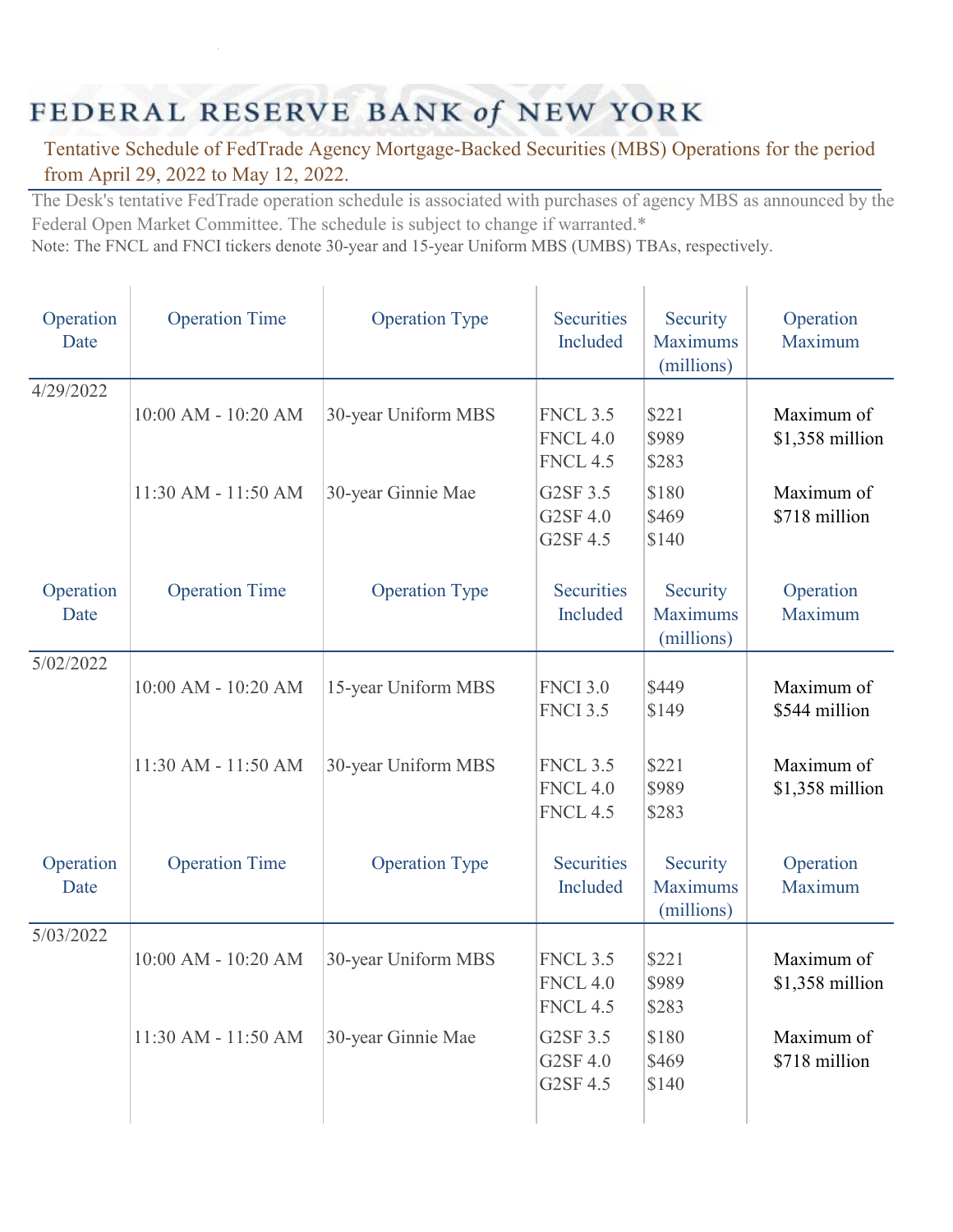# FEDERAL RESERVE BANK of NEW YORK

## Tentative Schedule of FedTrade Agency Mortgage-Backed Securities (MBS) Operations for the period from April 29, 2022 to May 12, 2022.

The Desk's tentative FedTrade operation schedule is associated with purchases of agency MBS as announced by the Federal Open Market Committee. The schedule is subject to change if warranted.*

Note: The FNCL and FNCI tickers denote 30-year and 15-year Uniform MBS (UMBS) TBAs, respectively.

| Operation Date | Operation Time | Operation Type | Securities Included | Security Maximums (millions) | Operation Maximum |
|---|---|---|---|---|---|
| 4/29/2022 | | | | | |
| | 10:00 AM - 10:20 AM | 30-year Uniform MBS | FNCL 3.5<br>FNCL 4.0<br>FNCL 4.5 | $221<br>$989<br>$283 | Maximum of $1,358 million |
| | 11:30 AM - 11:50 AM | 30-year Ginnie Mae | G2SF 3.5<br>G2SF 4.0<br>G2SF 4.5 | $180<br>$469<br>$140 | Maximum of $718 million |

| Operation Date | Operation Time | Operation Type | Securities Included | Security Maximums (millions) | Operation Maximum |
|---|---|---|---|---|---|
| 5/02/2022 | | | | | |
| | 10:00 AM - 10:20 AM | 15-year Uniform MBS | FNCI 3.0<br>FNCI 3.5 | $449<br>$149 | Maximum of $544 million |
| | 11:30 AM - 11:50 AM | 30-year Uniform MBS | FNCL 3.5<br>FNCL 4.0<br>FNCL 4.5 | $221<br>$989<br>$283 | Maximum of $1,358 million |

| Operation Date | Operation Time | Operation Type | Securities Included | Security Maximums (millions) | Operation Maximum |
|---|---|---|---|---|---|
| 5/03/2022 | | | | | |
| | 10:00 AM - 10:20 AM | 30-year Uniform MBS | FNCL 3.5<br>FNCL 4.0<br>FNCL 4.5 | $221<br>$989<br>$283 | Maximum of $1,358 million |
| | 11:30 AM - 11:50 AM | 30-year Ginnie Mae | G2SF 3.5<br>G2SF 4.0<br>G2SF 4.5 | $180<br>$469<br>$140 | Maximum of $718 million |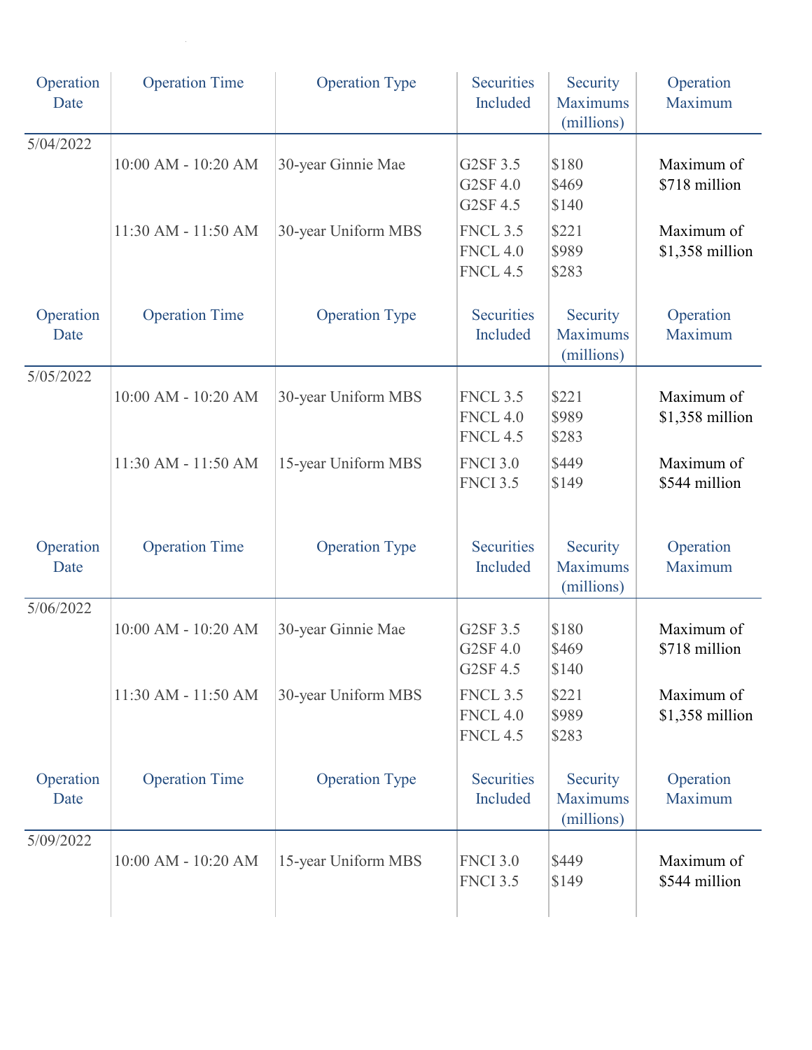| Operation Date | Operation Time | Operation Type | Securities Included | Security Maximums (millions) | Operation Maximum |
|---|---|---|---|---|---|
| 5/04/2022 | | | | | |
| | 10:00 AM - 10:20 AM | 30-year Ginnie Mae | G2SF 3.5<br>G2SF 4.0<br>G2SF 4.5 | $180<br>$469<br>$140 | Maximum of $718 million |
| | 11:30 AM - 11:50 AM | 30-year Uniform MBS | FNCL 3.5<br>FNCL 4.0<br>FNCL 4.5 | $221<br>$989<br>$283 | Maximum of $1,358 million |

| Operation Date | Operation Time | Operation Type | Securities Included | Security Maximums (millions) | Operation Maximum |
|---|---|---|---|---|---|
| 5/05/2022 | | | | | |
| | 10:00 AM - 10:20 AM | 30-year Uniform MBS | FNCL 3.5<br>FNCL 4.0<br>FNCL 4.5 | $221<br>$989<br>$283 | Maximum of $1,358 million |
| | 11:30 AM - 11:50 AM | 15-year Uniform MBS | FNCI 3.0<br>FNCI 3.5 | $449<br>$149 | Maximum of $544 million |

| Operation Date | Operation Time | Operation Type | Securities Included | Security Maximums (millions) | Operation Maximum |
|---|---|---|---|---|---|
| 5/06/2022 | | | | | |
| | 10:00 AM - 10:20 AM | 30-year Ginnie Mae | G2SF 3.5<br>G2SF 4.0<br>G2SF 4.5 | $180<br>$469<br>$140 | Maximum of $718 million |
| | 11:30 AM - 11:50 AM | 30-year Uniform MBS | FNCL 3.5<br>FNCL 4.0<br>FNCL 4.5 | $221<br>$989<br>$283 | Maximum of $1,358 million |

| Operation Date | Operation Time | Operation Type | Securities Included | Security Maximums (millions) | Operation Maximum |
|---|---|---|---|---|---|
| 5/09/2022 | | | | | |
| | 10:00 AM - 10:20 AM | 15-year Uniform MBS | FNCI 3.0<br>FNCI 3.5 | $449<br>$149 | Maximum of $544 million |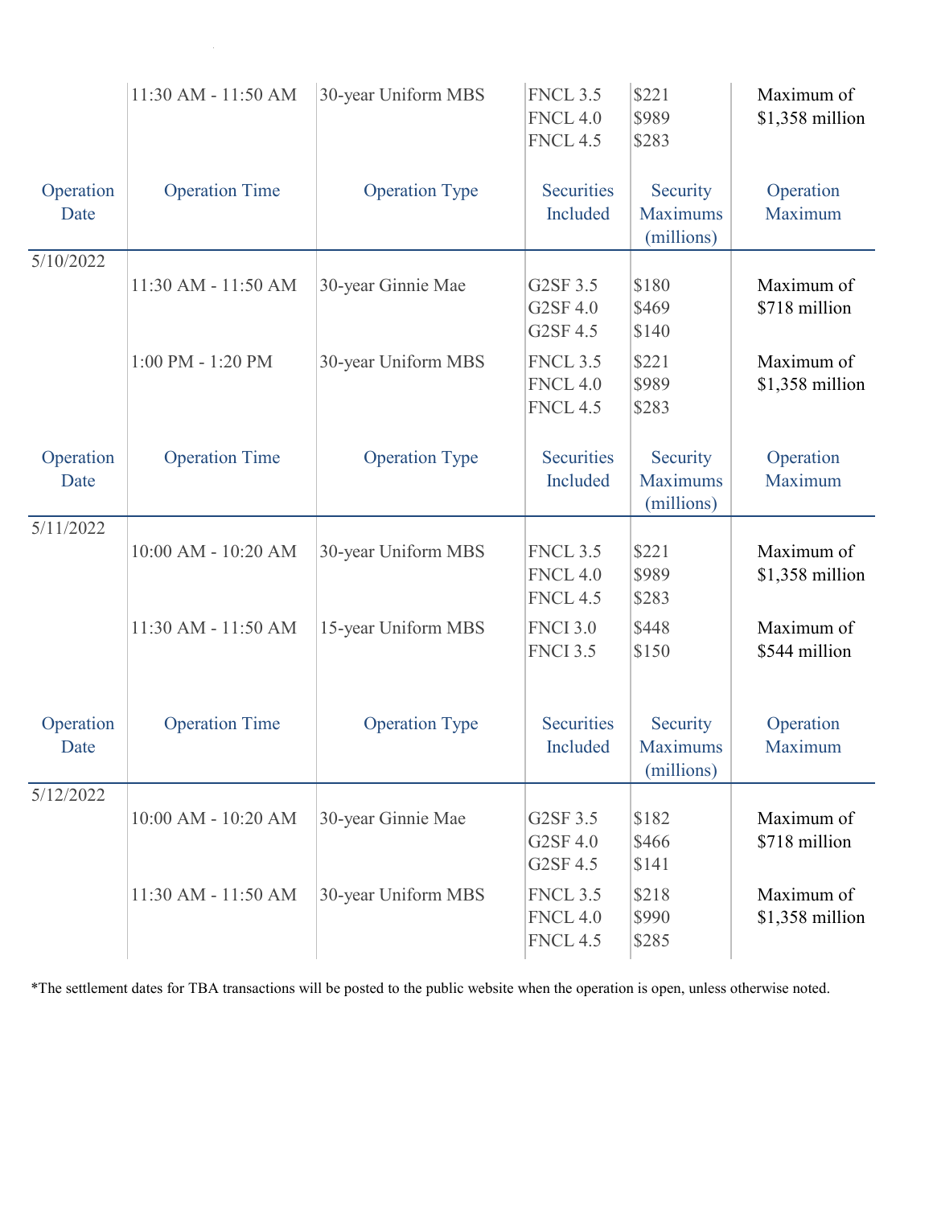| Operation Date | Operation Time | Operation Type | Securities Included | Security Maximums (millions) | Operation Maximum |
|---|---|---|---|---|---|
| | 11:30 AM - 11:50 AM | 30-year Uniform MBS | FNCL 3.5<br>FNCL 4.0<br>FNCL 4.5 | $221<br>$989<br>$283 | Maximum of $1,358 million |

| Operation Date | Operation Time | Operation Type | Securities Included | Security Maximums (millions) | Operation Maximum |
|---|---|---|---|---|---|
| 5/10/2022 | | | | | |
| | 11:30 AM - 11:50 AM | 30-year Ginnie Mae | G2SF 3.5<br>G2SF 4.0<br>G2SF 4.5 | $180<br>$469<br>$140 | Maximum of $718 million |
| | 1:00 PM - 1:20 PM | 30-year Uniform MBS | FNCL 3.5<br>FNCL 4.0<br>FNCL 4.5 | $221<br>$989<br>$283 | Maximum of $1,358 million |

| Operation Date | Operation Time | Operation Type | Securities Included | Security Maximums (millions) | Operation Maximum |
|---|---|---|---|---|---|
| 5/11/2022 | | | | | |
| | 10:00 AM - 10:20 AM | 30-year Uniform MBS | FNCL 3.5<br>FNCL 4.0<br>FNCL 4.5 | $221<br>$989<br>$283 | Maximum of $1,358 million |
| | 11:30 AM - 11:50 AM | 15-year Uniform MBS | FNCI 3.0<br>FNCI 3.5 | $448<br>$150 | Maximum of $544 million |

| Operation Date | Operation Time | Operation Type | Securities Included | Security Maximums (millions) | Operation Maximum |
|---|---|---|---|---|---|
| 5/12/2022 | | | | | |
| | 10:00 AM - 10:20 AM | 30-year Ginnie Mae | G2SF 3.5<br>G2SF 4.0<br>G2SF 4.5 | $182<br>$466<br>$141 | Maximum of $718 million |
| | 11:30 AM - 11:50 AM | 30-year Uniform MBS | FNCL 3.5<br>FNCL 4.0<br>FNCL 4.5 | $218<br>$990<br>$285 | Maximum of $1,358 million |

*The settlement dates for TBA transactions will be posted to the public website when the operation is open, unless otherwise noted.